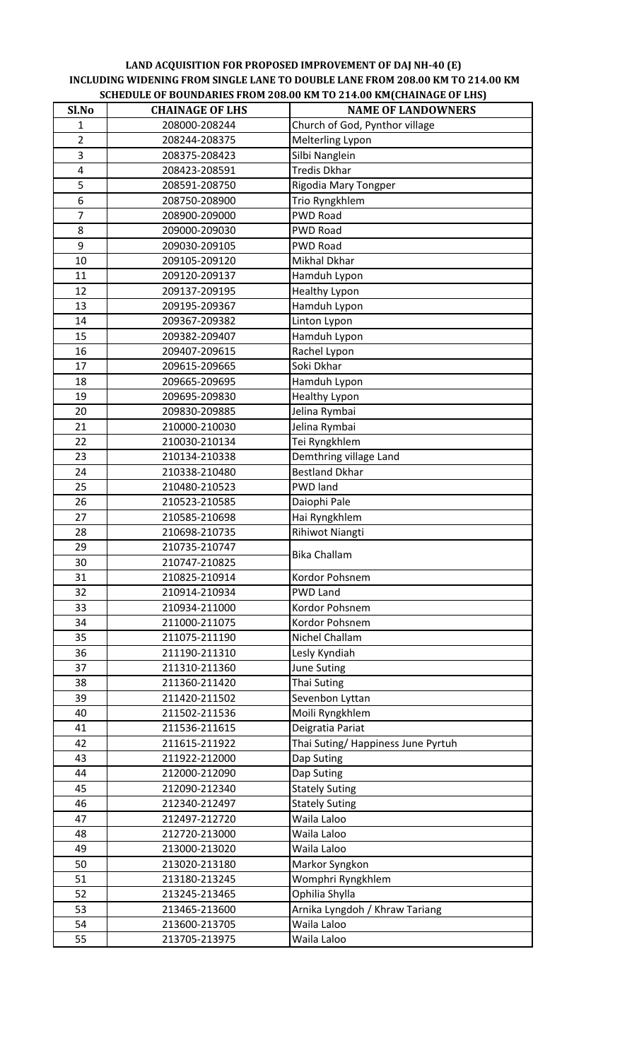**LAND ACQUISITION FOR PROPOSED IMPROVEMENT OF DAJ NH-40 (E) INCLUDING WIDENING FROM SINGLE LANE TO DOUBLE LANE FROM 208.00 KM TO 214.00 KM SCHEDULE OF BOUNDARIES FROM 208.00 KM TO 214.00 KM(CHAINAGE OF LHS)**

| Sl.No | CHAINAGE OF LHS | NAME OF LANDOWNERS |
|---|---|---|
| 1 | 208000-208244 | Church of God, Pynthor village |
| 2 | 208244-208375 | Melterling Lypon |
| 3 | 208375-208423 | Silbi Nanglein |
| 4 | 208423-208591 | Tredis Dkhar |
| 5 | 208591-208750 | Rigodia Mary Tongper |
| 6 | 208750-208900 | Trio Ryngkhlem |
| 7 | 208900-209000 | PWD Road |
| 8 | 209000-209030 | PWD Road |
| 9 | 209030-209105 | PWD Road |
| 10 | 209105-209120 | Mikhal Dkhar |
| 11 | 209120-209137 | Hamduh Lypon |
| 12 | 209137-209195 | Healthy Lypon |
| 13 | 209195-209367 | Hamduh Lypon |
| 14 | 209367-209382 | Linton Lypon |
| 15 | 209382-209407 | Hamduh Lypon |
| 16 | 209407-209615 | Rachel Lypon |
| 17 | 209615-209665 | Soki Dkhar |
| 18 | 209665-209695 | Hamduh Lypon |
| 19 | 209695-209830 | Healthy Lypon |
| 20 | 209830-209885 | Jelina Rymbai |
| 21 | 210000-210030 | Jelina Rymbai |
| 22 | 210030-210134 | Tei Ryngkhlem |
| 23 | 210134-210338 | Demthring village Land |
| 24 | 210338-210480 | Bestland Dkhar |
| 25 | 210480-210523 | PWD land |
| 26 | 210523-210585 | Daiophi Pale |
| 27 | 210585-210698 | Hai Ryngkhlem |
| 28 | 210698-210735 | Rihiwot Niangti |
| 29 | 210735-210747 | Bika Challam |
| 30 | 210747-210825 | |
| 31 | 210825-210914 | Kordor Pohsnem |
| 32 | 210914-210934 | PWD Land |
| 33 | 210934-211000 | Kordor Pohsnem |
| 34 | 211000-211075 | Kordor Pohsnem |
| 35 | 211075-211190 | Nichel Challam |
| 36 | 211190-211310 | Lesly Kyndiah |
| 37 | 211310-211360 | June Suting |
| 38 | 211360-211420 | Thai Suting |
| 39 | 211420-211502 | Sevenbon Lyttan |
| 40 | 211502-211536 | Moili Ryngkhlem |
| 41 | 211536-211615 | Deigratia Pariat |
| 42 | 211615-211922 | Thai Suting/ Happiness June Pyrtuh |
| 43 | 211922-212000 | Dap Suting |
| 44 | 212000-212090 | Dap Suting |
| 45 | 212090-212340 | Stately Suting |
| 46 | 212340-212497 | Stately Suting |
| 47 | 212497-212720 | Waila Laloo |
| 48 | 212720-213000 | Waila Laloo |
| 49 | 213000-213020 | Waila Laloo |
| 50 | 213020-213180 | Markor Syngkon |
| 51 | 213180-213245 | Womphri Ryngkhlem |
| 52 | 213245-213465 | Ophilia Shylla |
| 53 | 213465-213600 | Arnika Lyngdoh / Khraw Tariang |
| 54 | 213600-213705 | Waila Laloo |
| 55 | 213705-213975 | Waila Laloo |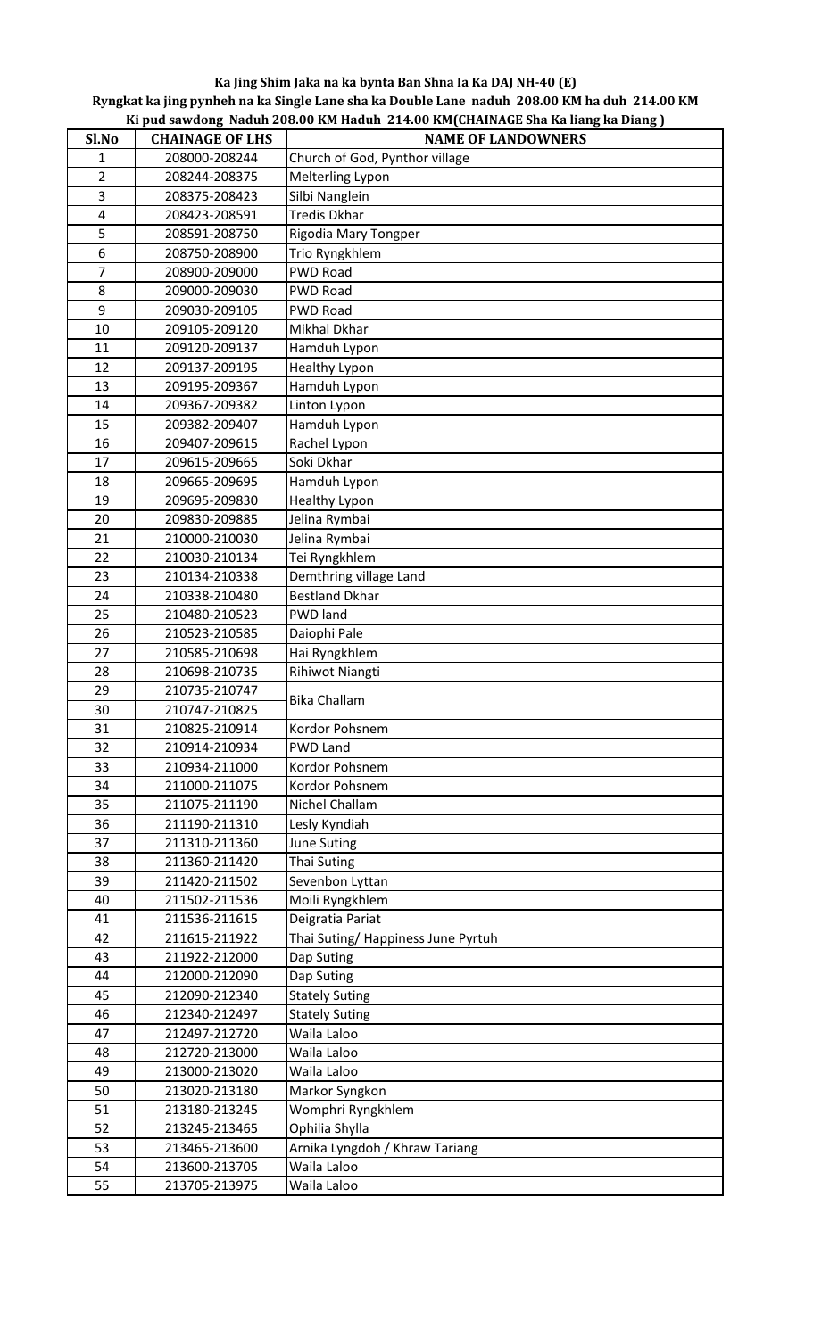**Ka Jing Shim Jaka na ka bynta Ban Shna Ia Ka DAJ NH-40 (E)**

**Ryngkat ka jing pynheh na ka Single Lane sha ka Double Lane naduh 208.00 KM ha duh 214.00 KM**

**Ki pud sawdong Naduh 208.00 KM Haduh 214.00 KM(CHAINAGE Sha Ka liang ka Diang )**

| Sl.No | CHAINAGE OF LHS | NAME OF LANDOWNERS |
|---|---|---|
| 1 | 208000-208244 | Church of God, Pynthor village |
| 2 | 208244-208375 | Melterling Lypon |
| 3 | 208375-208423 | Silbi Nanglein |
| 4 | 208423-208591 | Tredis Dkhar |
| 5 | 208591-208750 | Rigodia Mary Tongper |
| 6 | 208750-208900 | Trio Ryngkhlem |
| 7 | 208900-209000 | PWD Road |
| 8 | 209000-209030 | PWD Road |
| 9 | 209030-209105 | PWD Road |
| 10 | 209105-209120 | Mikhal Dkhar |
| 11 | 209120-209137 | Hamduh Lypon |
| 12 | 209137-209195 | Healthy Lypon |
| 13 | 209195-209367 | Hamduh Lypon |
| 14 | 209367-209382 | Linton Lypon |
| 15 | 209382-209407 | Hamduh Lypon |
| 16 | 209407-209615 | Rachel Lypon |
| 17 | 209615-209665 | Soki Dkhar |
| 18 | 209665-209695 | Hamduh Lypon |
| 19 | 209695-209830 | Healthy Lypon |
| 20 | 209830-209885 | Jelina Rymbai |
| 21 | 210000-210030 | Jelina Rymbai |
| 22 | 210030-210134 | Tei Ryngkhlem |
| 23 | 210134-210338 | Demthring village Land |
| 24 | 210338-210480 | Bestland Dkhar |
| 25 | 210480-210523 | PWD land |
| 26 | 210523-210585 | Daiophi Pale |
| 27 | 210585-210698 | Hai Ryngkhlem |
| 28 | 210698-210735 | Rihiwot Niangti |
| 29 | 210735-210747 | Bika Challam |
| 30 | 210747-210825 | |
| 31 | 210825-210914 | Kordor Pohsnem |
| 32 | 210914-210934 | PWD Land |
| 33 | 210934-211000 | Kordor Pohsnem |
| 34 | 211000-211075 | Kordor Pohsnem |
| 35 | 211075-211190 | Nichel Challam |
| 36 | 211190-211310 | Lesly Kyndiah |
| 37 | 211310-211360 | June Suting |
| 38 | 211360-211420 | Thai Suting |
| 39 | 211420-211502 | Sevenbon Lyttan |
| 40 | 211502-211536 | Moili Ryngkhlem |
| 41 | 211536-211615 | Deigratia Pariat |
| 42 | 211615-211922 | Thai Suting/ Happiness June Pyrtuh |
| 43 | 211922-212000 | Dap Suting |
| 44 | 212000-212090 | Dap Suting |
| 45 | 212090-212340 | Stately Suting |
| 46 | 212340-212497 | Stately Suting |
| 47 | 212497-212720 | Waila Laloo |
| 48 | 212720-213000 | Waila Laloo |
| 49 | 213000-213020 | Waila Laloo |
| 50 | 213020-213180 | Markor Syngkon |
| 51 | 213180-213245 | Womphri Ryngkhlem |
| 52 | 213245-213465 | Ophilia Shylla |
| 53 | 213465-213600 | Arnika Lyngdoh / Khraw Tariang |
| 54 | 213600-213705 | Waila Laloo |
| 55 | 213705-213975 | Waila Laloo |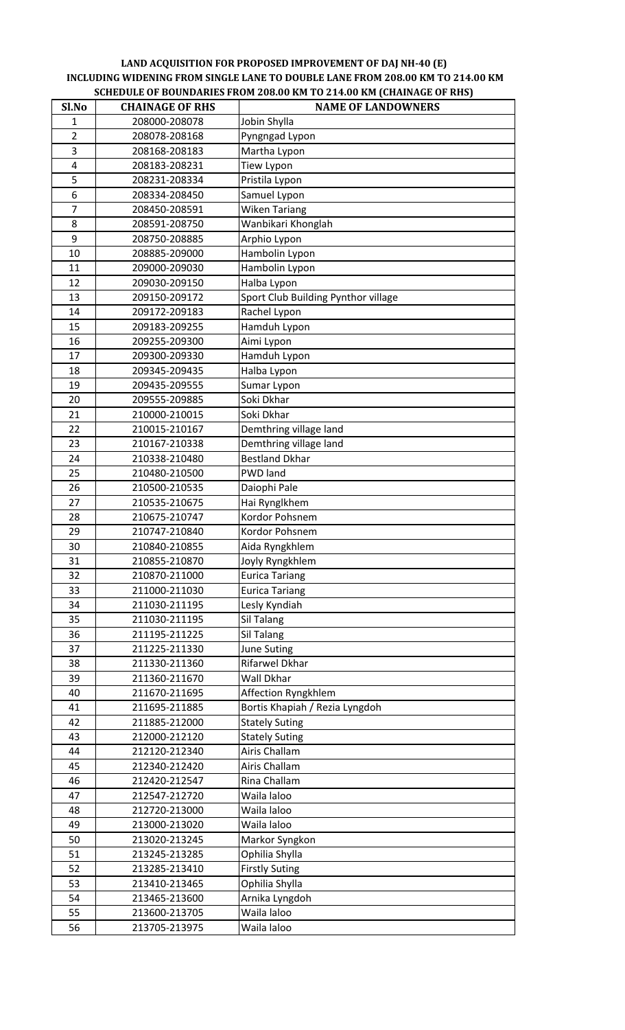**LAND ACQUISITION FOR PROPOSED IMPROVEMENT OF DAJ NH-40 (E) INCLUDING WIDENING FROM SINGLE LANE TO DOUBLE LANE FROM 208.00 KM TO 214.00 KM**

**SCHEDULE OF BOUNDARIES FROM 208.00 KM TO 214.00 KM (CHAINAGE OF RHS)**

| Sl.No | CHAINAGE OF RHS | NAME OF LANDOWNERS |
|---|---|---|
| 1 | 208000-208078 | Jobin Shylla |
| 2 | 208078-208168 | Pyngngad Lypon |
| 3 | 208168-208183 | Martha Lypon |
| 4 | 208183-208231 | Tiew Lypon |
| 5 | 208231-208334 | Pristila Lypon |
| 6 | 208334-208450 | Samuel Lypon |
| 7 | 208450-208591 | Wiken Tariang |
| 8 | 208591-208750 | Wanbikari Khonglah |
| 9 | 208750-208885 | Arphio Lypon |
| 10 | 208885-209000 | Hambolin Lypon |
| 11 | 209000-209030 | Hambolin Lypon |
| 12 | 209030-209150 | Halba Lypon |
| 13 | 209150-209172 | Sport Club Building Pynthor village |
| 14 | 209172-209183 | Rachel Lypon |
| 15 | 209183-209255 | Hamduh Lypon |
| 16 | 209255-209300 | Aimi Lypon |
| 17 | 209300-209330 | Hamduh Lypon |
| 18 | 209345-209435 | Halba Lypon |
| 19 | 209435-209555 | Sumar Lypon |
| 20 | 209555-209885 | Soki Dkhar |
| 21 | 210000-210015 | Soki Dkhar |
| 22 | 210015-210167 | Demthring village land |
| 23 | 210167-210338 | Demthring village land |
| 24 | 210338-210480 | Bestland Dkhar |
| 25 | 210480-210500 | PWD land |
| 26 | 210500-210535 | Daiophi Pale |
| 27 | 210535-210675 | Hai Rynglkhem |
| 28 | 210675-210747 | Kordor Pohsnem |
| 29 | 210747-210840 | Kordor Pohsnem |
| 30 | 210840-210855 | Aida Ryngkhlem |
| 31 | 210855-210870 | Joyly Ryngkhlem |
| 32 | 210870-211000 | Eurica Tariang |
| 33 | 211000-211030 | Eurica Tariang |
| 34 | 211030-211195 | Lesly Kyndiah |
| 35 | 211030-211195 | Sil Talang |
| 36 | 211195-211225 | Sil Talang |
| 37 | 211225-211330 | June Suting |
| 38 | 211330-211360 | Rifarwel Dkhar |
| 39 | 211360-211670 | Wall Dkhar |
| 40 | 211670-211695 | Affection Ryngkhlem |
| 41 | 211695-211885 | Bortis Khapiah / Rezia Lyngdoh |
| 42 | 211885-212000 | Stately Suting |
| 43 | 212000-212120 | Stately Suting |
| 44 | 212120-212340 | Airis Challam |
| 45 | 212340-212420 | Airis Challam |
| 46 | 212420-212547 | Rina Challam |
| 47 | 212547-212720 | Waila laloo |
| 48 | 212720-213000 | Waila laloo |
| 49 | 213000-213020 | Waila laloo |
| 50 | 213020-213245 | Markor Syngkon |
| 51 | 213245-213285 | Ophilia Shylla |
| 52 | 213285-213410 | Firstly Suting |
| 53 | 213410-213465 | Ophilia Shylla |
| 54 | 213465-213600 | Arnika Lyngdoh |
| 55 | 213600-213705 | Waila laloo |
| 56 | 213705-213975 | Waila laloo |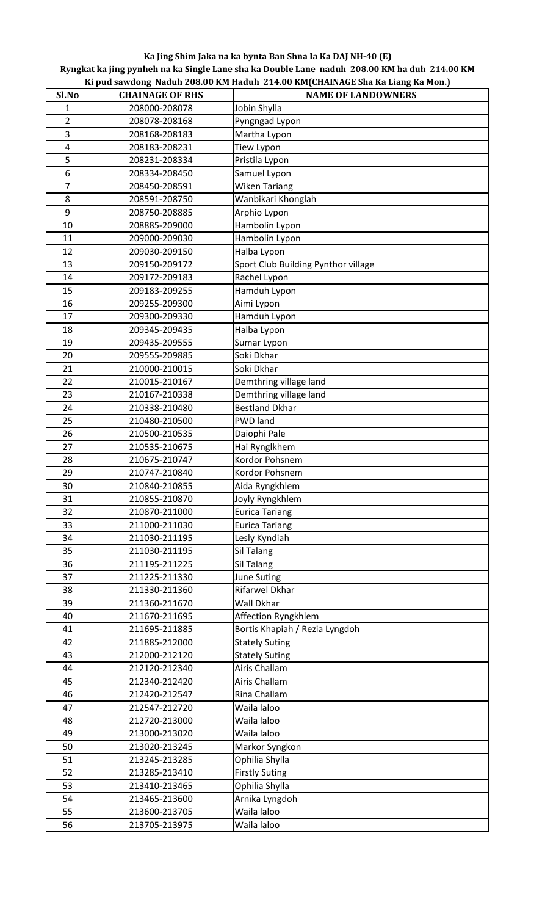**Ka Jing Shim Jaka na ka bynta Ban Shna Ia Ka DAJ NH-40 (E)**

**Ryngkat ka jing pynheh na ka Single Lane sha ka Double Lane naduh 208.00 KM ha duh 214.00 KM**

**Ki pud sawdong Naduh 208.00 KM Haduh 214.00 KM(CHAINAGE Sha Ka Liang Ka Mon.)**

| Sl.No | CHAINAGE OF RHS | NAME OF LANDOWNERS |
|---|---|---|
| 1 | 208000-208078 | Jobin Shylla |
| 2 | 208078-208168 | Pyngngad Lypon |
| 3 | 208168-208183 | Martha Lypon |
| 4 | 208183-208231 | Tiew Lypon |
| 5 | 208231-208334 | Pristila Lypon |
| 6 | 208334-208450 | Samuel Lypon |
| 7 | 208450-208591 | Wiken Tariang |
| 8 | 208591-208750 | Wanbikari Khonglah |
| 9 | 208750-208885 | Arphio Lypon |
| 10 | 208885-209000 | Hambolin Lypon |
| 11 | 209000-209030 | Hambolin Lypon |
| 12 | 209030-209150 | Halba Lypon |
| 13 | 209150-209172 | Sport Club Building Pynthor village |
| 14 | 209172-209183 | Rachel Lypon |
| 15 | 209183-209255 | Hamduh Lypon |
| 16 | 209255-209300 | Aimi Lypon |
| 17 | 209300-209330 | Hamduh Lypon |
| 18 | 209345-209435 | Halba Lypon |
| 19 | 209435-209555 | Sumar Lypon |
| 20 | 209555-209885 | Soki Dkhar |
| 21 | 210000-210015 | Soki Dkhar |
| 22 | 210015-210167 | Demthring village land |
| 23 | 210167-210338 | Demthring village land |
| 24 | 210338-210480 | Bestland Dkhar |
| 25 | 210480-210500 | PWD land |
| 26 | 210500-210535 | Daiophi Pale |
| 27 | 210535-210675 | Hai Rynglkhem |
| 28 | 210675-210747 | Kordor Pohsnem |
| 29 | 210747-210840 | Kordor Pohsnem |
| 30 | 210840-210855 | Aida Ryngkhlem |
| 31 | 210855-210870 | Joyly Ryngkhlem |
| 32 | 210870-211000 | Eurica Tariang |
| 33 | 211000-211030 | Eurica Tariang |
| 34 | 211030-211195 | Lesly Kyndiah |
| 35 | 211030-211195 | Sil Talang |
| 36 | 211195-211225 | Sil Talang |
| 37 | 211225-211330 | June Suting |
| 38 | 211330-211360 | Rifarwel Dkhar |
| 39 | 211360-211670 | Wall Dkhar |
| 40 | 211670-211695 | Affection Ryngkhlem |
| 41 | 211695-211885 | Bortis Khapiah / Rezia Lyngdoh |
| 42 | 211885-212000 | Stately Suting |
| 43 | 212000-212120 | Stately Suting |
| 44 | 212120-212340 | Airis Challam |
| 45 | 212340-212420 | Airis Challam |
| 46 | 212420-212547 | Rina Challam |
| 47 | 212547-212720 | Waila laloo |
| 48 | 212720-213000 | Waila laloo |
| 49 | 213000-213020 | Waila laloo |
| 50 | 213020-213245 | Markor Syngkon |
| 51 | 213245-213285 | Ophilia Shylla |
| 52 | 213285-213410 | Firstly Suting |
| 53 | 213410-213465 | Ophilia Shylla |
| 54 | 213465-213600 | Arnika Lyngdoh |
| 55 | 213600-213705 | Waila laloo |
| 56 | 213705-213975 | Waila laloo |